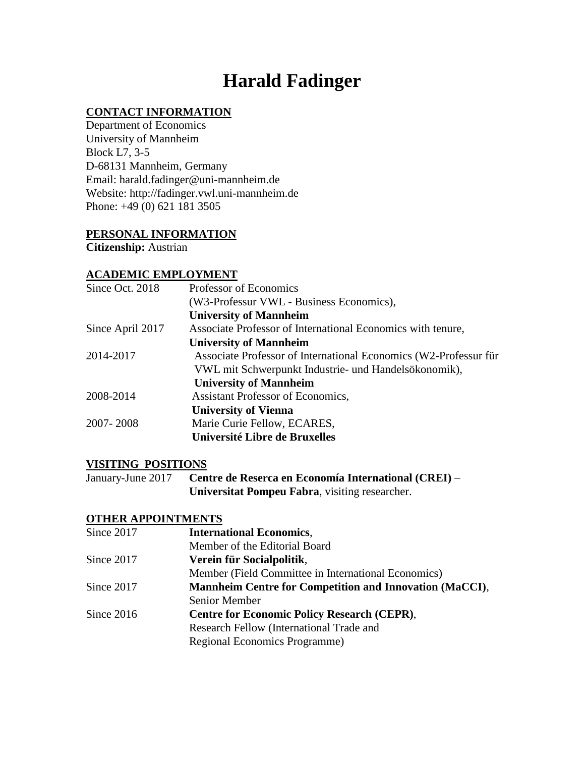# Harald Fadinger

## CONTACT INFORMATION

Department of Economics
University of Mannheim
Block L7, 3-5
D-68131 Mannheim, Germany
Email: harald.fadinger@uni-mannheim.de
Website: http://fadinger.vwl.uni-mannheim.de
Phone: +49 (0) 621 181 3505

## PERSONAL INFORMATION

**Citizenship:** Austrian

## ACADEMIC EMPLOYMENT

| | |
|---|---|
| Since Oct. 2018 | Professor of Economics (W3-Professur VWL - Business Economics), **University of Mannheim** |
| Since April 2017 | Associate Professor of International Economics with tenure, **University of Mannheim** |
| 2014-2017 | Associate Professor of International Economics (W2-Professur für VWL mit Schwerpunkt Industrie- und Handelsökonomik), **University of Mannheim** |
| 2008-2014 | Assistant Professor of Economics, **University of Vienna** |
| 2007- 2008 | Marie Curie Fellow, ECARES, **Université Libre de Bruxelles** |

## VISITING POSITIONS

| | |
|---|---|
| January-June 2017 | **Centre de Reserca en Economía International (CREI)** – **Universitat Pompeu Fabra**, visiting researcher. |

## OTHER APPOINTMENTS

| | |
|---|---|
| Since 2017 | **International Economics**, Member of the Editorial Board |
| Since 2017 | **Verein für Socialpolitik**, Member (Field Committee in International Economics) |
| Since 2017 | **Mannheim Centre for Competition and Innovation (MaCCI)**, Senior Member |
| Since 2016 | **Centre for Economic Policy Research (CEPR)**, Research Fellow (International Trade and Regional Economics Programme) |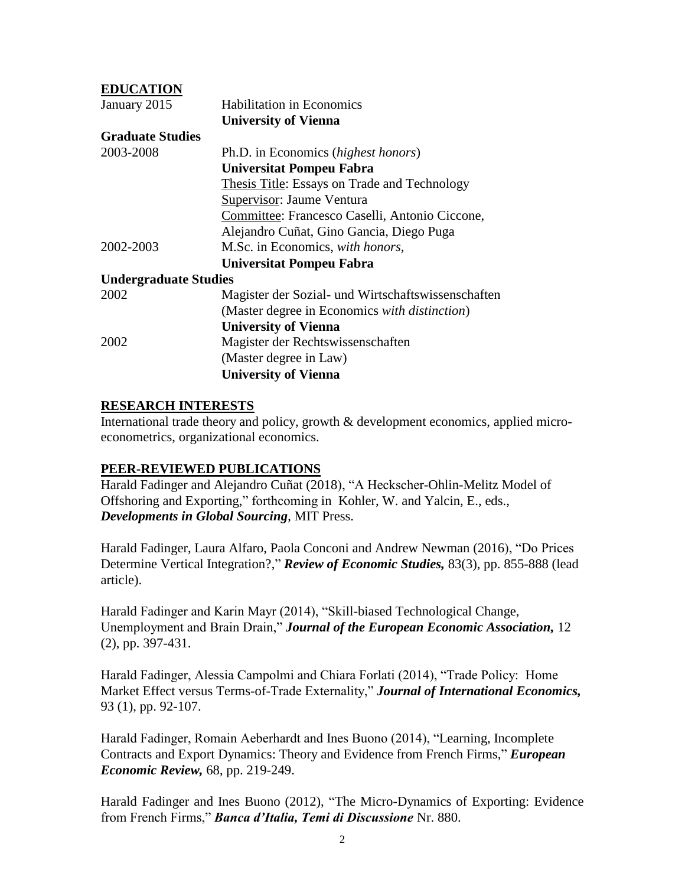## EDUCATION

| | |
|---|---|
| January 2015 | Habilitation in Economics<br>**University of Vienna** |

**Graduate Studies**

| | |
|---|---|
| 2003-2008 | Ph.D. in Economics (*highest honors*)<br>**Universitat Pompeu Fabra**<br>Thesis Title: Essays on Trade and Technology<br>Supervisor: Jaume Ventura<br>Committee: Francesco Caselli, Antonio Ciccone, Alejandro Cuñat, Gino Gancia, Diego Puga |
| 2002-2003 | M.Sc. in Economics, *with honors*,<br>**Universitat Pompeu Fabra** |

**Undergraduate Studies**

| | |
|---|---|
| 2002 | Magister der Sozial- und Wirtschaftswissenschaften<br>(Master degree in Economics *with distinction*)<br>**University of Vienna** |
| 2002 | Magister der Rechtswissenschaften<br>(Master degree in Law)<br>**University of Vienna** |

## RESEARCH INTERESTS

International trade theory and policy, growth & development economics, applied micro-econometrics, organizational economics.

## PEER-REVIEWED PUBLICATIONS

Harald Fadinger and Alejandro Cuñat (2018), "A Heckscher-Ohlin-Melitz Model of Offshoring and Exporting," forthcoming in Kohler, W. and Yalcin, E., eds., ***Developments in Global Sourcing***, MIT Press.

Harald Fadinger, Laura Alfaro, Paola Conconi and Andrew Newman (2016), "Do Prices Determine Vertical Integration?," ***Review of Economic Studies,*** 83(3), pp. 855-888 (lead article).

Harald Fadinger and Karin Mayr (2014), "Skill-biased Technological Change, Unemployment and Brain Drain," ***Journal of the European Economic Association,*** 12 (2), pp. 397-431.

Harald Fadinger, Alessia Campolmi and Chiara Forlati (2014), "Trade Policy: Home Market Effect versus Terms-of-Trade Externality," ***Journal of International Economics,*** 93 (1), pp. 92-107.

Harald Fadinger, Romain Aeberhardt and Ines Buono (2014), "Learning, Incomplete Contracts and Export Dynamics: Theory and Evidence from French Firms," ***European Economic Review,*** 68, pp. 219-249.

Harald Fadinger and Ines Buono (2012), "The Micro-Dynamics of Exporting: Evidence from French Firms," ***Banca d'Italia, Temi di Discussione*** Nr. 880.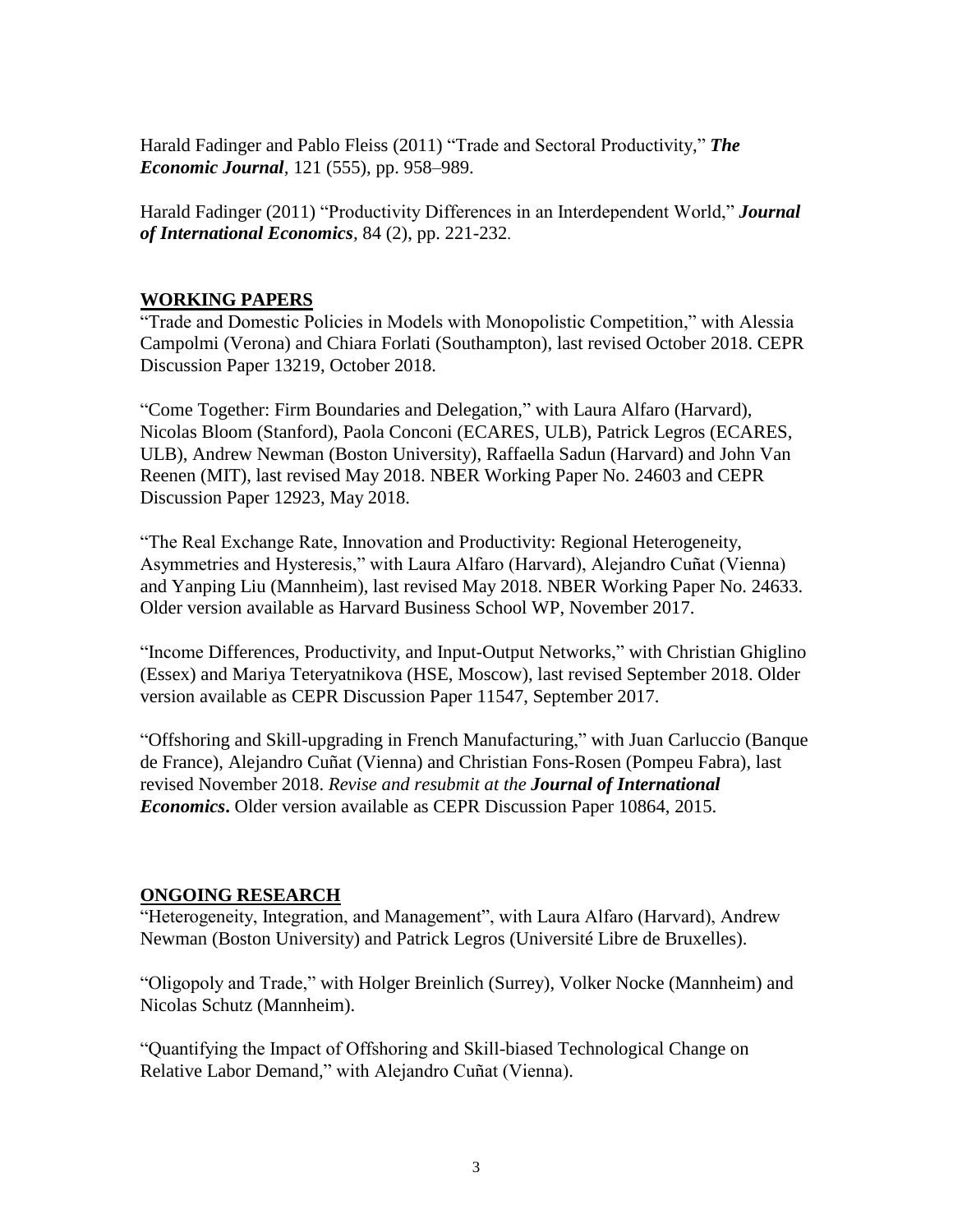Harald Fadinger and Pablo Fleiss (2011) "Trade and Sectoral Productivity," ***The Economic Journal***, 121 (555), pp. 958–989.

Harald Fadinger (2011) "Productivity Differences in an Interdependent World," ***Journal of International Economics***, 84 (2), pp. 221-232.

## WORKING PAPERS

"Trade and Domestic Policies in Models with Monopolistic Competition," with Alessia Campolmi (Verona) and Chiara Forlati (Southampton), last revised October 2018. CEPR Discussion Paper 13219, October 2018.

"Come Together: Firm Boundaries and Delegation," with Laura Alfaro (Harvard), Nicolas Bloom (Stanford), Paola Conconi (ECARES, ULB), Patrick Legros (ECARES, ULB), Andrew Newman (Boston University), Raffaella Sadun (Harvard) and John Van Reenen (MIT), last revised May 2018. NBER Working Paper No. 24603 and CEPR Discussion Paper 12923, May 2018.

"The Real Exchange Rate, Innovation and Productivity: Regional Heterogeneity, Asymmetries and Hysteresis," with Laura Alfaro (Harvard), Alejandro Cuñat (Vienna) and Yanping Liu (Mannheim), last revised May 2018. NBER Working Paper No. 24633. Older version available as Harvard Business School WP, November 2017.

"Income Differences, Productivity, and Input-Output Networks," with Christian Ghiglino (Essex) and Mariya Teteryatnikova (HSE, Moscow), last revised September 2018. Older version available as CEPR Discussion Paper 11547, September 2017.

"Offshoring and Skill-upgrading in French Manufacturing," with Juan Carluccio (Banque de France), Alejandro Cuñat (Vienna) and Christian Fons-Rosen (Pompeu Fabra), last revised November 2018. *Revise and resubmit at the **Journal of International Economics***. Older version available as CEPR Discussion Paper 10864, 2015.

## ONGOING RESEARCH

"Heterogeneity, Integration, and Management", with Laura Alfaro (Harvard), Andrew Newman (Boston University) and Patrick Legros (Université Libre de Bruxelles).

"Oligopoly and Trade," with Holger Breinlich (Surrey), Volker Nocke (Mannheim) and Nicolas Schutz (Mannheim).

"Quantifying the Impact of Offshoring and Skill-biased Technological Change on Relative Labor Demand," with Alejandro Cuñat (Vienna).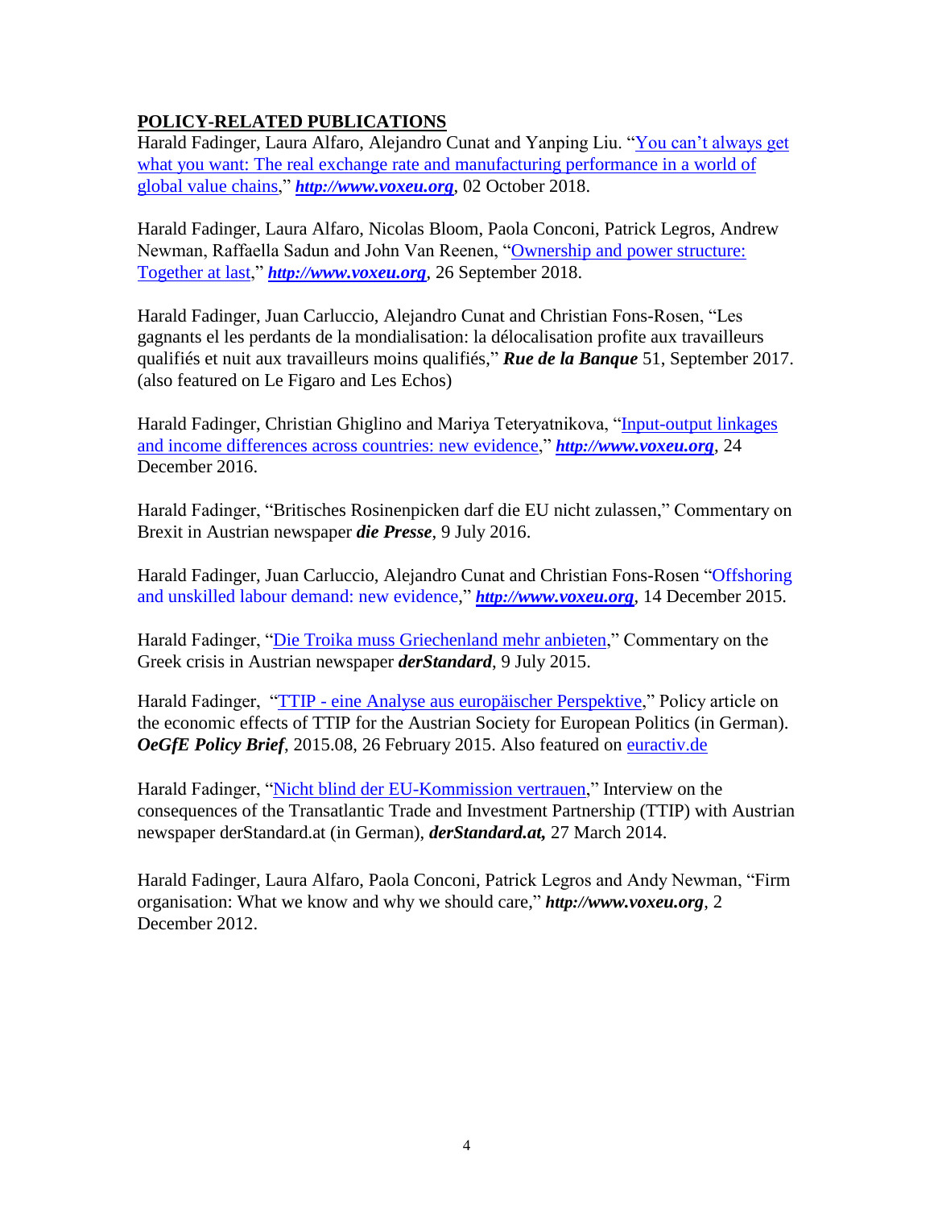## **POLICY-RELATED PUBLICATIONS**

Harald Fadinger, Laura Alfaro, Alejandro Cunat and Yanping Liu. "You can't always get what you want: The real exchange rate and manufacturing performance in a world of global value chains," ***http://www.voxeu.org***, 02 October 2018.

Harald Fadinger, Laura Alfaro, Nicolas Bloom, Paola Conconi, Patrick Legros, Andrew Newman, Raffaella Sadun and John Van Reenen, "Ownership and power structure: Together at last," ***http://www.voxeu.org***, 26 September 2018.

Harald Fadinger, Juan Carluccio, Alejandro Cunat and Christian Fons-Rosen, "Les gagnants el les perdants de la mondialisation: la délocalisation profite aux travailleurs qualifiés et nuit aux travailleurs moins qualifiés," ***Rue de la Banque*** 51, September 2017. (also featured on Le Figaro and Les Echos)

Harald Fadinger, Christian Ghiglino and Mariya Teteryatnikova, "Input-output linkages and income differences across countries: new evidence," ***http://www.voxeu.org***, 24 December 2016.

Harald Fadinger, "Britisches Rosinenpicken darf die EU nicht zulassen," Commentary on Brexit in Austrian newspaper ***die Presse***, 9 July 2016.

Harald Fadinger, Juan Carluccio, Alejandro Cunat and Christian Fons-Rosen "Offshoring and unskilled labour demand: new evidence," ***http://www.voxeu.org***, 14 December 2015.

Harald Fadinger, "Die Troika muss Griechenland mehr anbieten," Commentary on the Greek crisis in Austrian newspaper ***derStandard***, 9 July 2015.

Harald Fadinger, "TTIP - eine Analyse aus europäischer Perspektive," Policy article on the economic effects of TTIP for the Austrian Society for European Politics (in German). ***OeGfE Policy Brief***, 2015.08, 26 February 2015. Also featured on euractiv.de

Harald Fadinger, "Nicht blind der EU-Kommission vertrauen," Interview on the consequences of the Transatlantic Trade and Investment Partnership (TTIP) with Austrian newspaper derStandard.at (in German), ***derStandard.at,*** 27 March 2014.

Harald Fadinger, Laura Alfaro, Paola Conconi, Patrick Legros and Andy Newman, "Firm organisation: What we know and why we should care," ***http://www.voxeu.org***, 2 December 2012.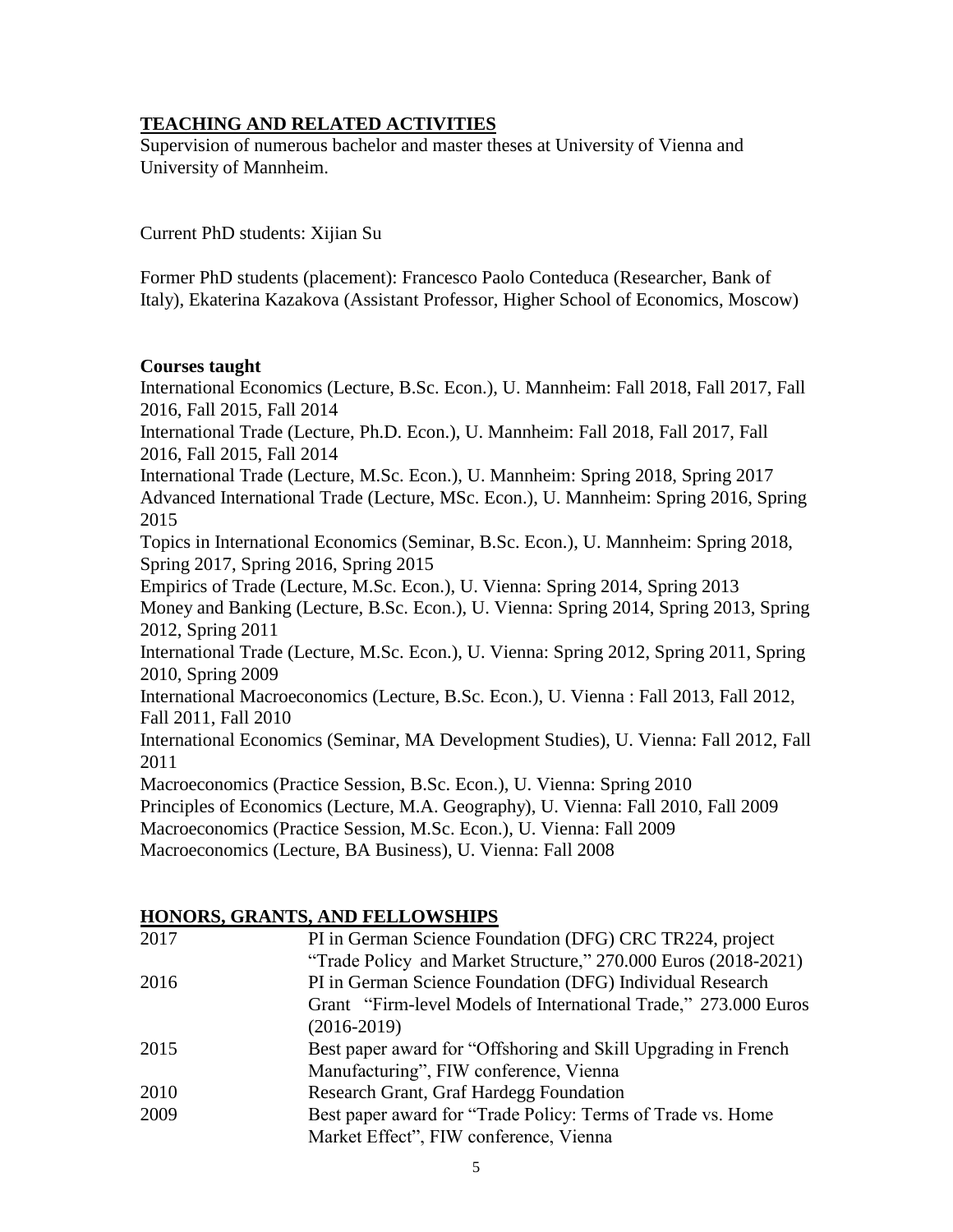## TEACHING AND RELATED ACTIVITIES

Supervision of numerous bachelor and master theses at University of Vienna and University of Mannheim.

Current PhD students: Xijian Su

Former PhD students (placement): Francesco Paolo Conteduca (Researcher, Bank of Italy), Ekaterina Kazakova (Assistant Professor, Higher School of Economics, Moscow)

**Courses taught**

International Economics (Lecture, B.Sc. Econ.), U. Mannheim: Fall 2018, Fall 2017, Fall 2016, Fall 2015, Fall 2014
International Trade (Lecture, Ph.D. Econ.), U. Mannheim: Fall 2018, Fall 2017, Fall 2016, Fall 2015, Fall 2014
International Trade (Lecture, M.Sc. Econ.), U. Mannheim: Spring 2018, Spring 2017
Advanced International Trade (Lecture, MSc. Econ.), U. Mannheim: Spring 2016, Spring 2015
Topics in International Economics (Seminar, B.Sc. Econ.), U. Mannheim: Spring 2018, Spring 2017, Spring 2016, Spring 2015
Empirics of Trade (Lecture, M.Sc. Econ.), U. Vienna: Spring 2014, Spring 2013
Money and Banking (Lecture, B.Sc. Econ.), U. Vienna: Spring 2014, Spring 2013, Spring 2012, Spring 2011
International Trade (Lecture, M.Sc. Econ.), U. Vienna: Spring 2012, Spring 2011, Spring 2010, Spring 2009
International Macroeconomics (Lecture, B.Sc. Econ.), U. Vienna : Fall 2013, Fall 2012, Fall 2011, Fall 2010
International Economics (Seminar, MA Development Studies), U. Vienna: Fall 2012, Fall 2011
Macroeconomics (Practice Session, B.Sc. Econ.), U. Vienna: Spring 2010
Principles of Economics (Lecture, M.A. Geography), U. Vienna: Fall 2010, Fall 2009
Macroeconomics (Practice Session, M.Sc. Econ.), U. Vienna: Fall 2009
Macroeconomics (Lecture, BA Business), U. Vienna: Fall 2008

## HONORS, GRANTS, AND FELLOWSHIPS

| | |
|---|---|
| 2017 | PI in German Science Foundation (DFG) CRC TR224, project "Trade Policy and Market Structure," 270.000 Euros (2018-2021) |
| 2016 | PI in German Science Foundation (DFG) Individual Research Grant "Firm-level Models of International Trade," 273.000 Euros (2016-2019) |
| 2015 | Best paper award for "Offshoring and Skill Upgrading in French Manufacturing", FIW conference, Vienna |
| 2010 | Research Grant, Graf Hardegg Foundation |
| 2009 | Best paper award for "Trade Policy: Terms of Trade vs. Home Market Effect", FIW conference, Vienna |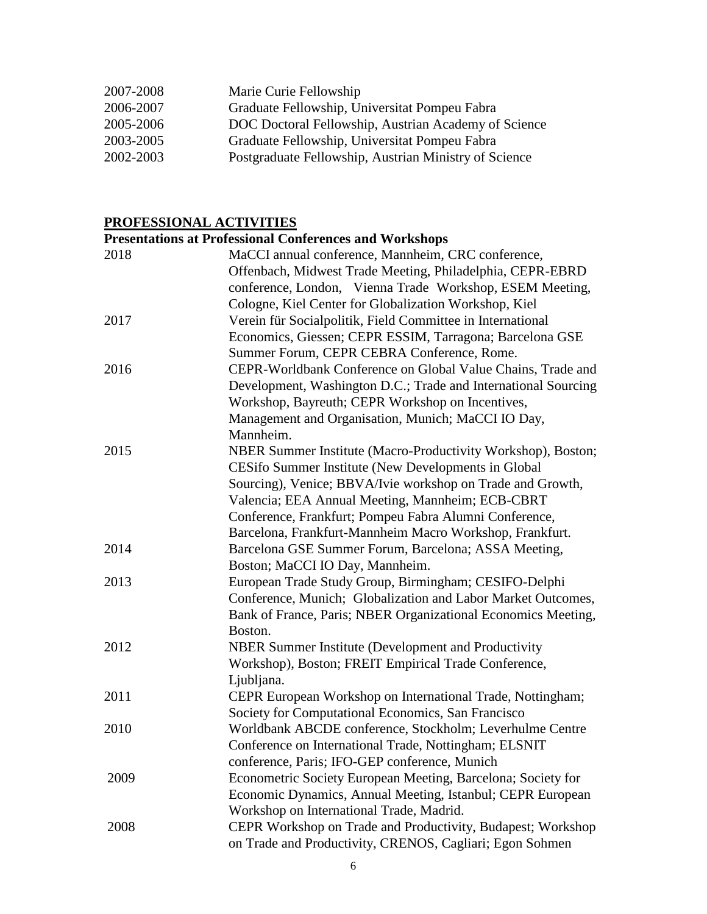| | |
|---|---|
| 2007-2008 | Marie Curie Fellowship |
| 2006-2007 | Graduate Fellowship, Universitat Pompeu Fabra |
| 2005-2006 | DOC Doctoral Fellowship, Austrian Academy of Science |
| 2003-2005 | Graduate Fellowship, Universitat Pompeu Fabra |
| 2002-2003 | Postgraduate Fellowship, Austrian Ministry of Science |

## PROFESSIONAL ACTIVITIES

### Presentations at Professional Conferences and Workshops

| | |
|---|---|
| 2018 | MaCCI annual conference, Mannheim, CRC conference, Offenbach, Midwest Trade Meeting, Philadelphia, CEPR-EBRD conference, London, Vienna Trade Workshop, ESEM Meeting, Cologne, Kiel Center for Globalization Workshop, Kiel |
| 2017 | Verein für Socialpolitik, Field Committee in International Economics, Giessen; CEPR ESSIM, Tarragona; Barcelona GSE Summer Forum, CEPR CEBRA Conference, Rome. |
| 2016 | CEPR-Worldbank Conference on Global Value Chains, Trade and Development, Washington D.C.; Trade and International Sourcing Workshop, Bayreuth; CEPR Workshop on Incentives, Management and Organisation, Munich; MaCCI IO Day, Mannheim. |
| 2015 | NBER Summer Institute (Macro-Productivity Workshop), Boston; CESifo Summer Institute (New Developments in Global Sourcing), Venice; BBVA/Ivie workshop on Trade and Growth, Valencia; EEA Annual Meeting, Mannheim; ECB-CBRT Conference, Frankfurt; Pompeu Fabra Alumni Conference, Barcelona, Frankfurt-Mannheim Macro Workshop, Frankfurt. |
| 2014 | Barcelona GSE Summer Forum, Barcelona; ASSA Meeting, Boston; MaCCI IO Day, Mannheim. |
| 2013 | European Trade Study Group, Birmingham; CESIFO-Delphi Conference, Munich; Globalization and Labor Market Outcomes, Bank of France, Paris; NBER Organizational Economics Meeting, Boston. |
| 2012 | NBER Summer Institute (Development and Productivity Workshop), Boston; FREIT Empirical Trade Conference, Ljubljana. |
| 2011 | CEPR European Workshop on International Trade, Nottingham; Society for Computational Economics, San Francisco |
| 2010 | Worldbank ABCDE conference, Stockholm; Leverhulme Centre Conference on International Trade, Nottingham; ELSNIT conference, Paris; IFO-GEP conference, Munich |
| 2009 | Econometric Society European Meeting, Barcelona; Society for Economic Dynamics, Annual Meeting, Istanbul; CEPR European Workshop on International Trade, Madrid. |
| 2008 | CEPR Workshop on Trade and Productivity, Budapest; Workshop on Trade and Productivity, CRENOS, Cagliari; Egon Sohmen |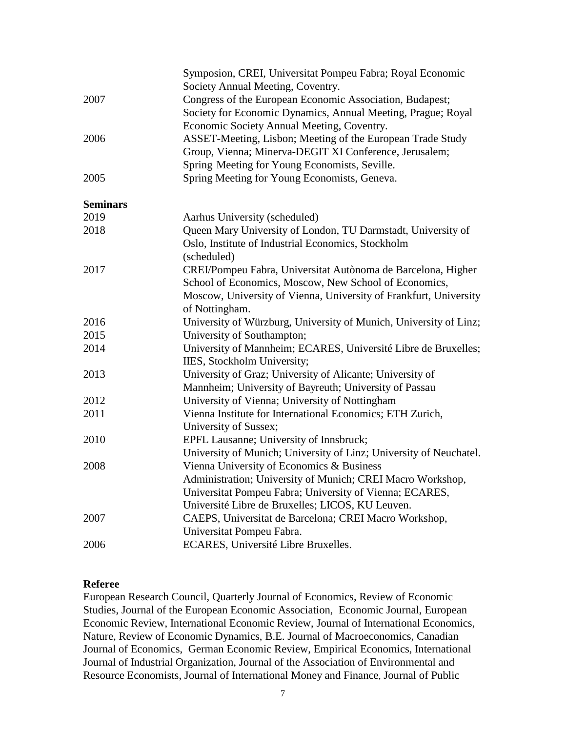| | |
|---|---|
| | Symposion, CREI, Universitat Pompeu Fabra; Royal Economic Society Annual Meeting, Coventry. |
| 2007 | Congress of the European Economic Association, Budapest; Society for Economic Dynamics, Annual Meeting, Prague; Royal Economic Society Annual Meeting, Coventry. |
| 2006 | ASSET-Meeting, Lisbon; Meeting of the European Trade Study Group, Vienna; Minerva-DEGIT XI Conference, Jerusalem; Spring Meeting for Young Economists, Seville. |
| 2005 | Spring Meeting for Young Economists, Geneva. |

**Seminars**

| | |
|---|---|
| 2019 | Aarhus University (scheduled) |
| 2018 | Queen Mary University of London, TU Darmstadt, University of Oslo, Institute of Industrial Economics, Stockholm (scheduled) |
| 2017 | CREI/Pompeu Fabra, Universitat Autònoma de Barcelona, Higher School of Economics, Moscow, New School of Economics, Moscow, University of Vienna, University of Frankfurt, University of Nottingham. |
| 2016 | University of Würzburg, University of Munich, University of Linz; |
| 2015 | University of Southampton; |
| 2014 | University of Mannheim; ECARES, Université Libre de Bruxelles; IIES, Stockholm University; |
| 2013 | University of Graz; University of Alicante; University of Mannheim; University of Bayreuth; University of Passau |
| 2012 | University of Vienna; University of Nottingham |
| 2011 | Vienna Institute for International Economics; ETH Zurich, University of Sussex; |
| 2010 | EPFL Lausanne; University of Innsbruck; University of Munich; University of Linz; University of Neuchatel. |
| 2008 | Vienna University of Economics & Business Administration; University of Munich; CREI Macro Workshop, Universitat Pompeu Fabra; University of Vienna; ECARES, Université Libre de Bruxelles; LICOS, KU Leuven. |
| 2007 | CAEPS, Universitat de Barcelona; CREI Macro Workshop, Universitat Pompeu Fabra. |
| 2006 | ECARES, Université Libre Bruxelles. |

**Referee**

European Research Council, Quarterly Journal of Economics, Review of Economic Studies, Journal of the European Economic Association, Economic Journal, European Economic Review, International Economic Review, Journal of International Economics, Nature, Review of Economic Dynamics, B.E. Journal of Macroeconomics, Canadian Journal of Economics, German Economic Review, Empirical Economics, International Journal of Industrial Organization, Journal of the Association of Environmental and Resource Economists, Journal of International Money and Finance, Journal of Public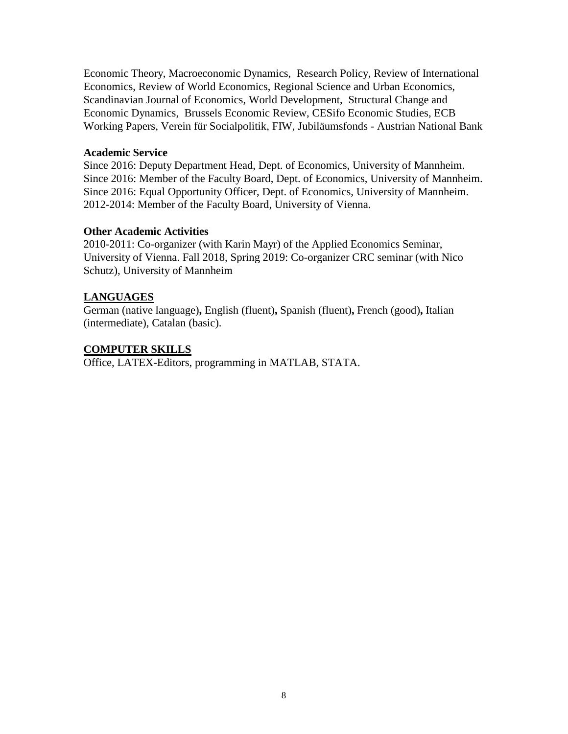Economic Theory, Macroeconomic Dynamics, Research Policy, Review of International Economics, Review of World Economics, Regional Science and Urban Economics, Scandinavian Journal of Economics, World Development, Structural Change and Economic Dynamics, Brussels Economic Review, CESifo Economic Studies, ECB Working Papers, Verein für Socialpolitik, FIW, Jubiläumsfonds - Austrian National Bank

**Academic Service**

Since 2016: Deputy Department Head, Dept. of Economics, University of Mannheim.
Since 2016: Member of the Faculty Board, Dept. of Economics, University of Mannheim.
Since 2016: Equal Opportunity Officer, Dept. of Economics, University of Mannheim.
2012-2014: Member of the Faculty Board, University of Vienna.

**Other Academic Activities**

2010-2011: Co-organizer (with Karin Mayr) of the Applied Economics Seminar, University of Vienna. Fall 2018, Spring 2019: Co-organizer CRC seminar (with Nico Schutz), University of Mannheim

## LANGUAGES

German (native language)**,** English (fluent)**,** Spanish (fluent)**,** French (good)**,** Italian (intermediate), Catalan (basic).

## COMPUTER SKILLS

Office, LATEX-Editors, programming in MATLAB, STATA.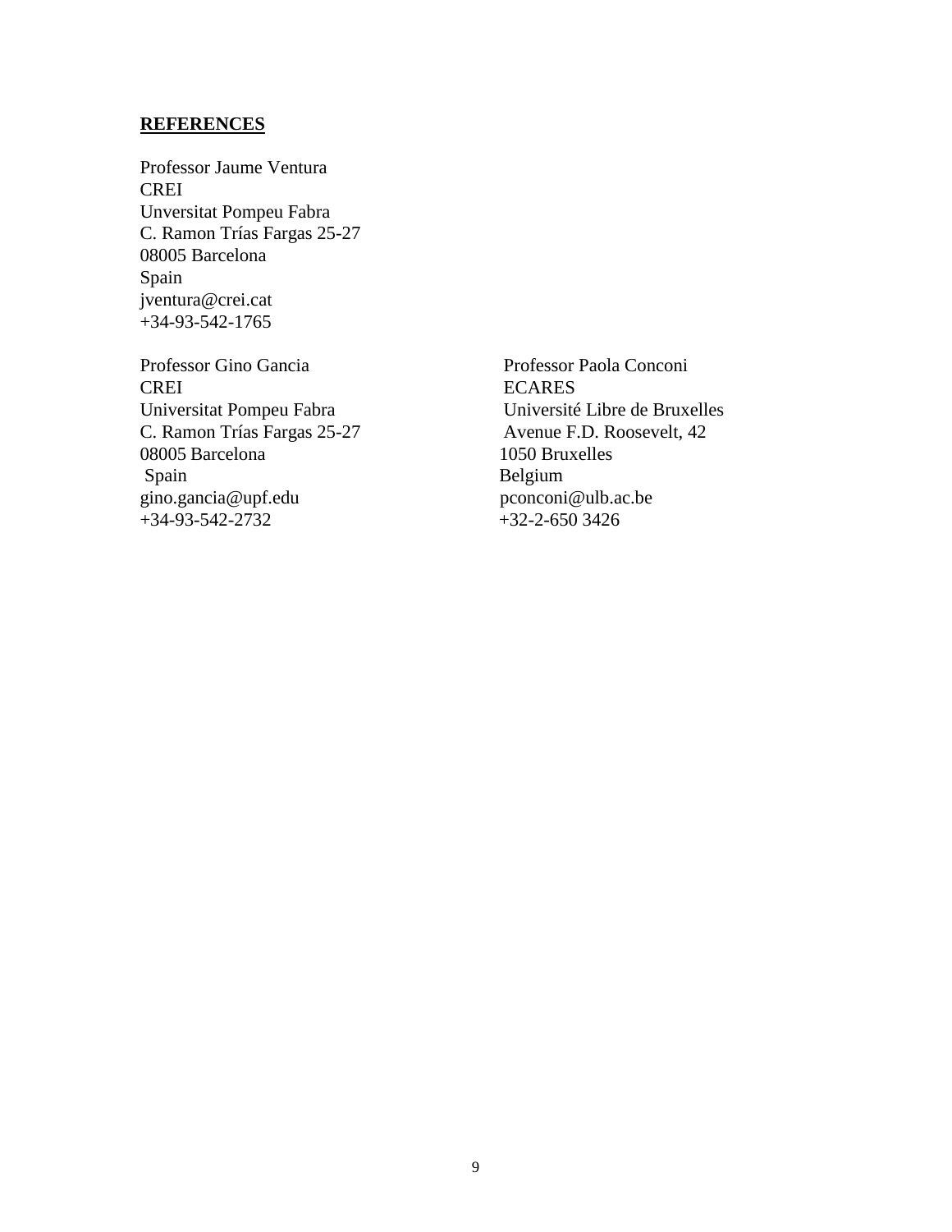**REFERENCES**

Professor Jaume Ventura
CREI
Unversitat Pompeu Fabra
C. Ramon Trías Fargas 25-27
08005 Barcelona
Spain
jventura@crei.cat
+34-93-542-1765

Professor Gino Gancia
CREI
Universitat Pompeu Fabra
C. Ramon Trías Fargas 25-27
08005 Barcelona
Spain
gino.gancia@upf.edu
+34-93-542-2732

Professor Paola Conconi
ECARES
Université Libre de Bruxelles
Avenue F.D. Roosevelt, 42
1050 Bruxelles
Belgium
pconconi@ulb.ac.be
+32-2-650 3426